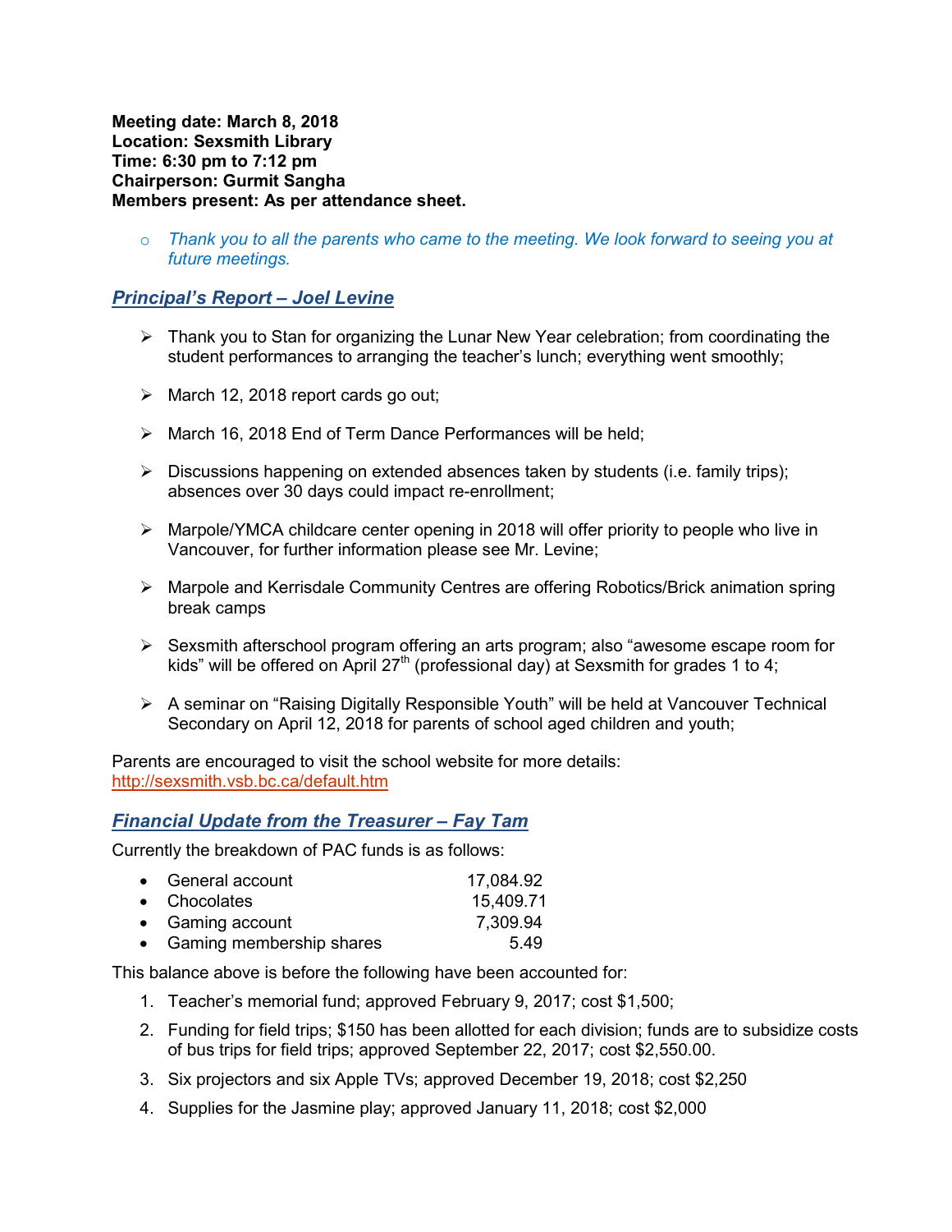**Meeting date: March 8, 2018**
**Location: Sexsmith Library**
**Time: 6:30 pm to 7:12 pm**
**Chairperson: Gurmit Sangha**
**Members present: As per attendance sheet.**

- *Thank you to all the parents who came to the meeting. We look forward to seeing you at future meetings.*

## ***Principal's Report – Joel Levine***

- Thank you to Stan for organizing the Lunar New Year celebration; from coordinating the student performances to arranging the teacher's lunch; everything went smoothly;
- March 12, 2018 report cards go out;
- March 16, 2018 End of Term Dance Performances will be held;
- Discussions happening on extended absences taken by students (i.e. family trips); absences over 30 days could impact re-enrollment;
- Marpole/YMCA childcare center opening in 2018 will offer priority to people who live in Vancouver, for further information please see Mr. Levine;
- Marpole and Kerrisdale Community Centres are offering Robotics/Brick animation spring break camps
- Sexsmith afterschool program offering an arts program; also "awesome escape room for kids" will be offered on April 27th (professional day) at Sexsmith for grades 1 to 4;
- A seminar on "Raising Digitally Responsible Youth" will be held at Vancouver Technical Secondary on April 12, 2018 for parents of school aged children and youth;

Parents are encouraged to visit the school website for more details:
http://sexsmith.vsb.bc.ca/default.htm

## ***Financial Update from the Treasurer – Fay Tam***

Currently the breakdown of PAC funds is as follows:

- General account 17,084.92
- Chocolates 15,409.71
- Gaming account 7,309.94
- Gaming membership shares 5.49

This balance above is before the following have been accounted for:

1. Teacher's memorial fund; approved February 9, 2017; cost $1,500;
2. Funding for field trips; $150 has been allotted for each division; funds are to subsidize costs of bus trips for field trips; approved September 22, 2017; cost $2,550.00.
3. Six projectors and six Apple TVs; approved December 19, 2018; cost $2,250
4. Supplies for the Jasmine play; approved January 11, 2018; cost $2,000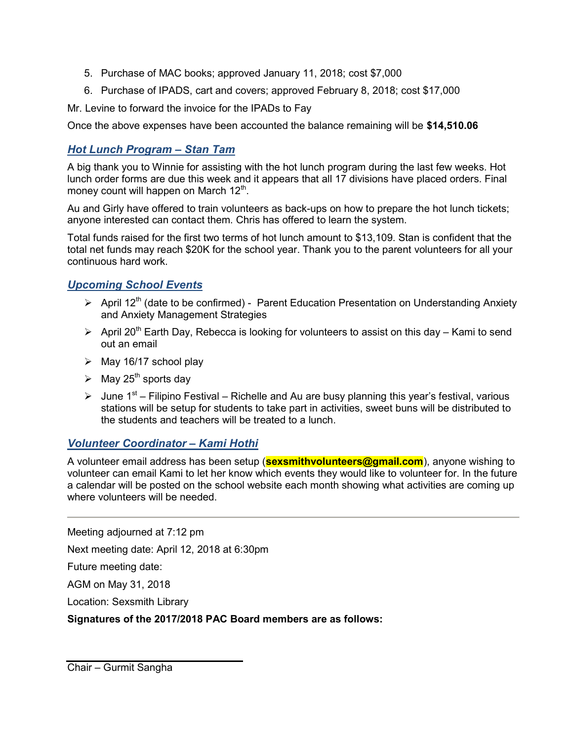5. Purchase of MAC books; approved January 11, 2018; cost $7,000
6. Purchase of IPADS, cart and covers; approved February 8, 2018; cost $17,000

Mr. Levine to forward the invoice for the IPADs to Fay

Once the above expenses have been accounted the balance remaining will be **$14,510.06**

## *Hot Lunch Program – Stan Tam*

A big thank you to Winnie for assisting with the hot lunch program during the last few weeks. Hot lunch order forms are due this week and it appears that all 17 divisions have placed orders. Final money count will happen on March 12th.

Au and Girly have offered to train volunteers as back-ups on how to prepare the hot lunch tickets; anyone interested can contact them. Chris has offered to learn the system.

Total funds raised for the first two terms of hot lunch amount to $13,109. Stan is confident that the total net funds may reach $20K for the school year. Thank you to the parent volunteers for all your continuous hard work.

## *Upcoming School Events*

- April 12th (date to be confirmed) - Parent Education Presentation on Understanding Anxiety and Anxiety Management Strategies
- April 20th Earth Day, Rebecca is looking for volunteers to assist on this day – Kami to send out an email
- May 16/17 school play
- May 25th sports day
- June 1st – Filipino Festival – Richelle and Au are busy planning this year's festival, various stations will be setup for students to take part in activities, sweet buns will be distributed to the students and teachers will be treated to a lunch.

## *Volunteer Coordinator – Kami Hothi*

A volunteer email address has been setup (**sexsmithvolunteers@gmail.com**), anyone wishing to volunteer can email Kami to let her know which events they would like to volunteer for. In the future a calendar will be posted on the school website each month showing what activities are coming up where volunteers will be needed.

---

Meeting adjourned at 7:12 pm

Next meeting date: April 12, 2018 at 6:30pm

Future meeting date:

AGM on May 31, 2018

Location: Sexsmith Library

**Signatures of the 2017/2018 PAC Board members are as follows:**

\_\_\_\_\_\_\_\_\_\_\_\_\_\_\_\_\_\_\_\_\_\_\_\_\_\_\_\_

Chair – Gurmit Sangha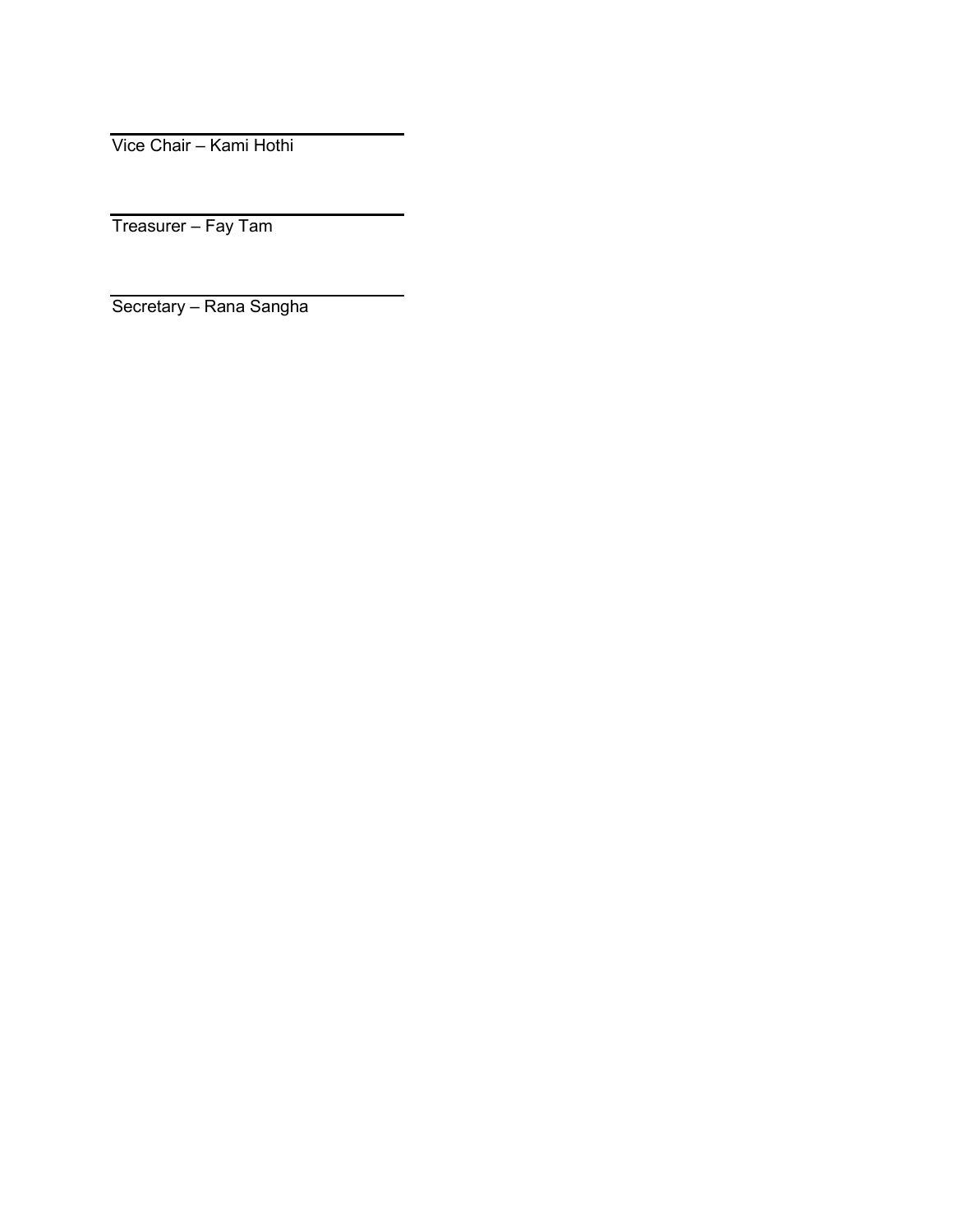\_\_\_\_\_\_\_\_\_\_\_\_\_\_\_\_\_\_\_\_\_\_\_\_\_\_\_\_\_\_

Vice Chair – Kami Hothi

\_\_\_\_\_\_\_\_\_\_\_\_\_\_\_\_\_\_\_\_\_\_\_\_\_\_\_\_\_\_

Treasurer – Fay Tam

\_\_\_\_\_\_\_\_\_\_\_\_\_\_\_\_\_\_\_\_\_\_\_\_\_\_\_\_\_\_

Secretary – Rana Sangha